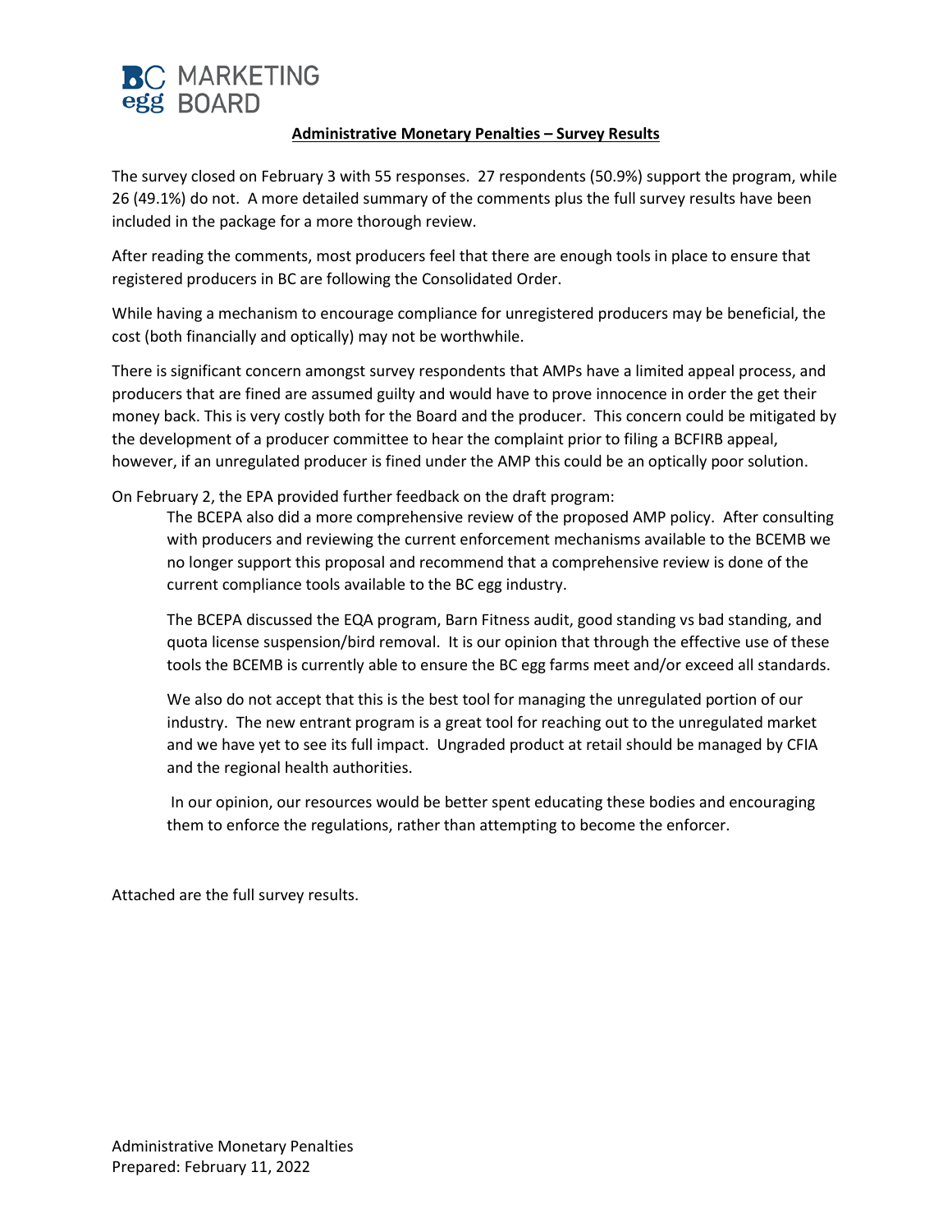BC egg MARKETING BOARD

# Administrative Monetary Penalties – Survey Results

The survey closed on February 3 with 55 responses. 27 respondents (50.9%) support the program, while 26 (49.1%) do not. A more detailed summary of the comments plus the full survey results have been included in the package for a more thorough review.

After reading the comments, most producers feel that there are enough tools in place to ensure that registered producers in BC are following the Consolidated Order.

While having a mechanism to encourage compliance for unregistered producers may be beneficial, the cost (both financially and optically) may not be worthwhile.

There is significant concern amongst survey respondents that AMPs have a limited appeal process, and producers that are fined are assumed guilty and would have to prove innocence in order the get their money back. This is very costly both for the Board and the producer. This concern could be mitigated by the development of a producer committee to hear the complaint prior to filing a BCFIRB appeal, however, if an unregulated producer is fined under the AMP this could be an optically poor solution.

On February 2, the EPA provided further feedback on the draft program:

> The BCEPA also did a more comprehensive review of the proposed AMP policy. After consulting with producers and reviewing the current enforcement mechanisms available to the BCEMB we no longer support this proposal and recommend that a comprehensive review is done of the current compliance tools available to the BC egg industry.
>
> The BCEPA discussed the EQA program, Barn Fitness audit, good standing vs bad standing, and quota license suspension/bird removal. It is our opinion that through the effective use of these tools the BCEMB is currently able to ensure the BC egg farms meet and/or exceed all standards.
>
> We also do not accept that this is the best tool for managing the unregulated portion of our industry. The new entrant program is a great tool for reaching out to the unregulated market and we have yet to see its full impact. Ungraded product at retail should be managed by CFIA and the regional health authorities.
>
> In our opinion, our resources would be better spent educating these bodies and encouraging them to enforce the regulations, rather than attempting to become the enforcer.

Attached are the full survey results.

Administrative Monetary Penalties
Prepared: February 11, 2022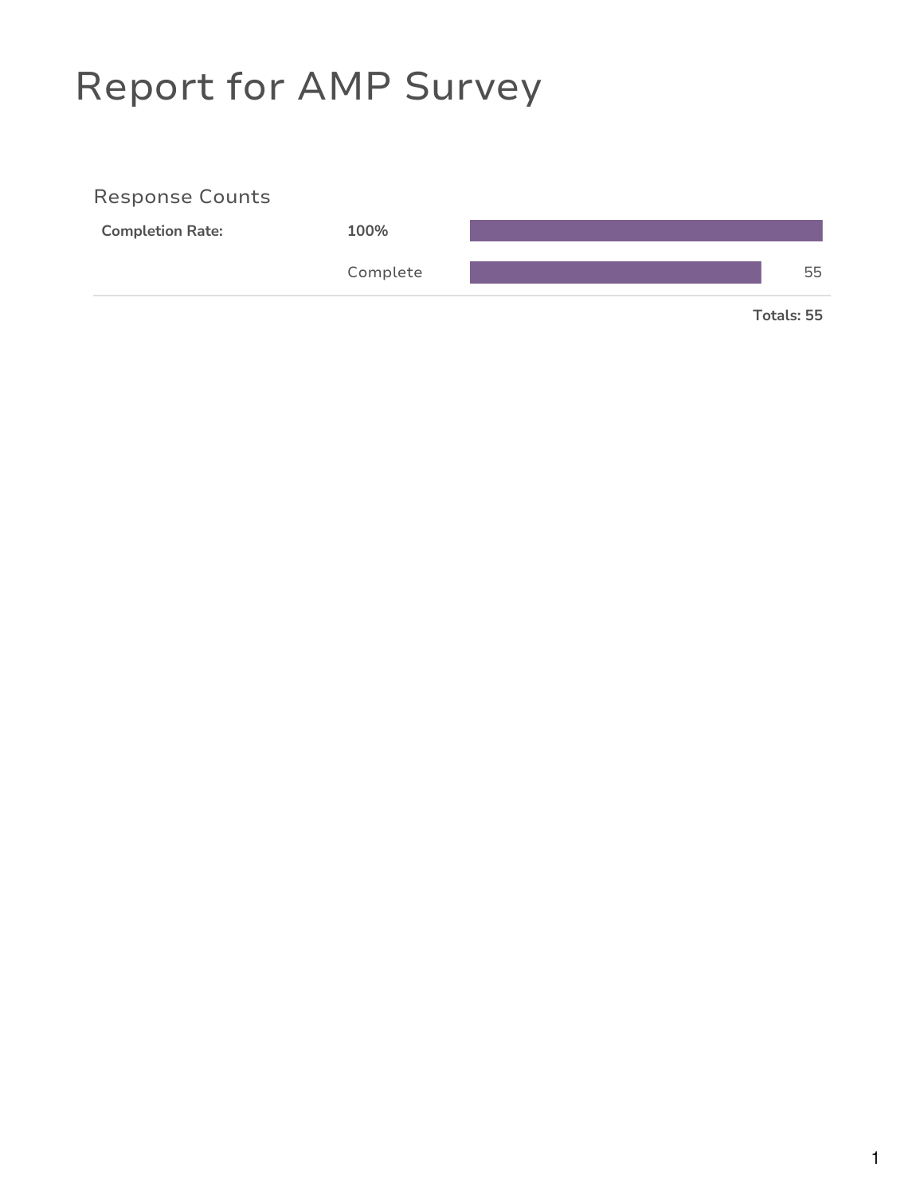# Report for AMP Survey

## Response Counts

| | | |
|---|---|---|
| **Completion Rate:** | **100%** | |
| | Complete | 55 |
| | | **Totals: 55** |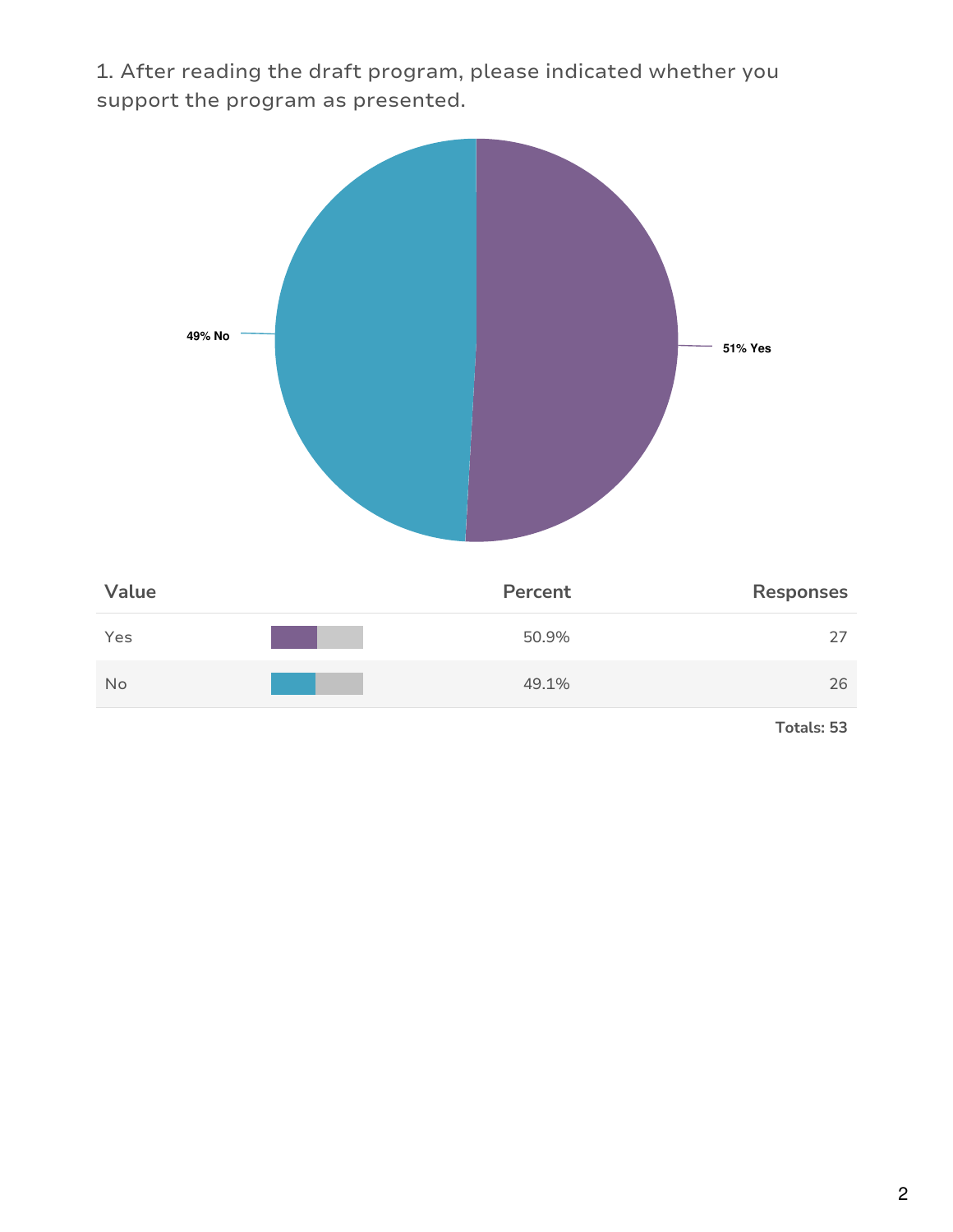1. After reading the draft program, please indicated whether you support the program as presented.

49% No

51% Yes

| Value | Percent | Responses |
|---|---|---|
| Yes | 50.9% | 27 |
| No | 49.1% | 26 |

**Totals: 53**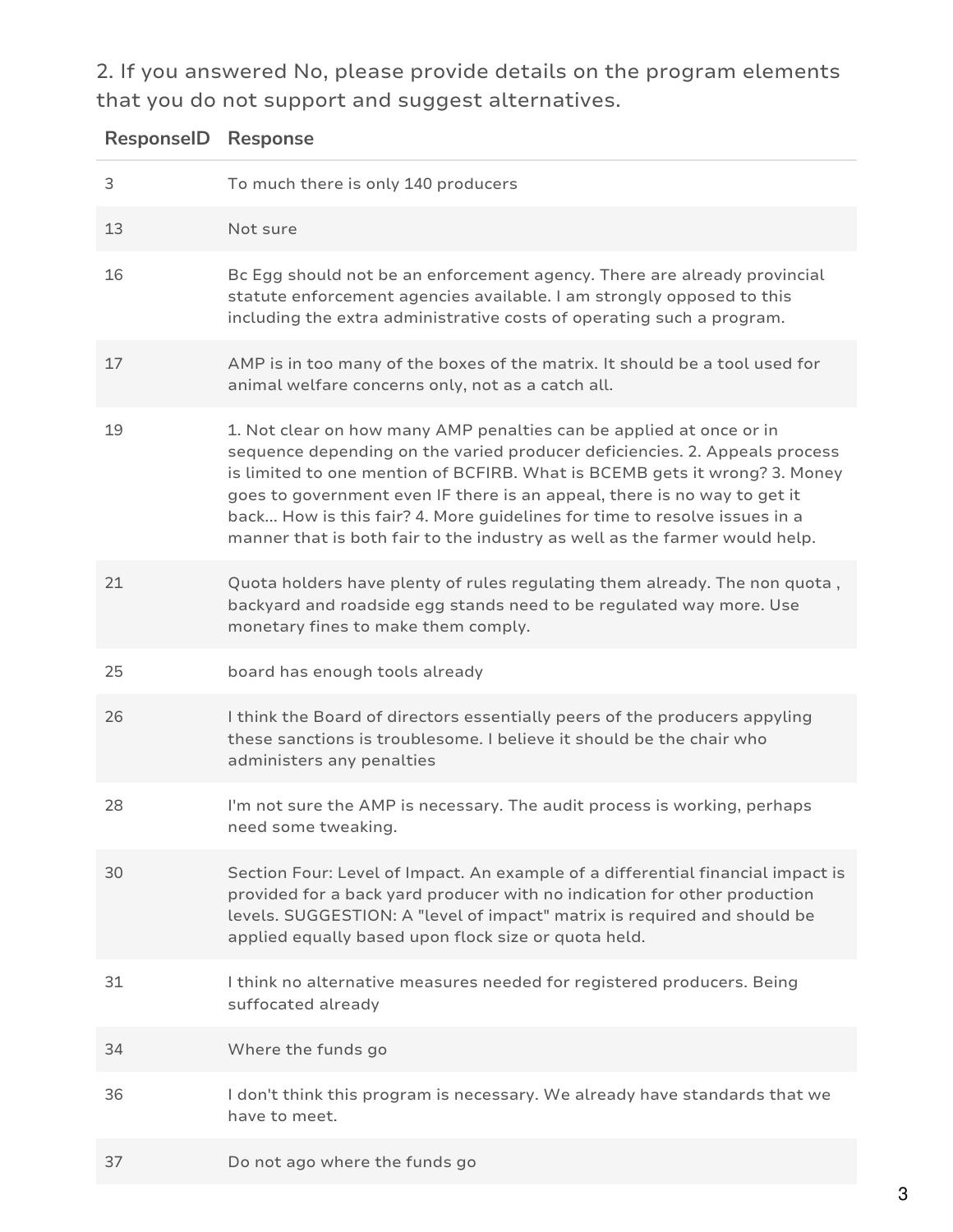2. If you answered No, please provide details on the program elements that you do not support and suggest alternatives.

| ResponseID | Response |
|---|---|
| 3 | To much there is only 140 producers |
| 13 | Not sure |
| 16 | Bc Egg should not be an enforcement agency. There are already provincial statute enforcement agencies available. I am strongly opposed to this including the extra administrative costs of operating such a program. |
| 17 | AMP is in too many of the boxes of the matrix. It should be a tool used for animal welfare concerns only, not as a catch all. |
| 19 | 1. Not clear on how many AMP penalties can be applied at once or in sequence depending on the varied producer deficiencies. 2. Appeals process is limited to one mention of BCFIRB. What is BCEMB gets it wrong? 3. Money goes to government even IF there is an appeal, there is no way to get it back... How is this fair? 4. More guidelines for time to resolve issues in a manner that is both fair to the industry as well as the farmer would help. |
| 21 | Quota holders have plenty of rules regulating them already. The non quota , backyard and roadside egg stands need to be regulated way more. Use monetary fines to make them comply. |
| 25 | board has enough tools already |
| 26 | I think the Board of directors essentially peers of the producers appyling these sanctions is troublesome. I believe it should be the chair who administers any penalties |
| 28 | I'm not sure the AMP is necessary. The audit process is working, perhaps need some tweaking. |
| 30 | Section Four: Level of Impact. An example of a differential financial impact is provided for a back yard producer with no indication for other production levels. SUGGESTION: A "level of impact" matrix is required and should be applied equally based upon flock size or quota held. |
| 31 | I think no alternative measures needed for registered producers. Being suffocated already |
| 34 | Where the funds go |
| 36 | I don't think this program is necessary. We already have standards that we have to meet. |
| 37 | Do not ago where the funds go |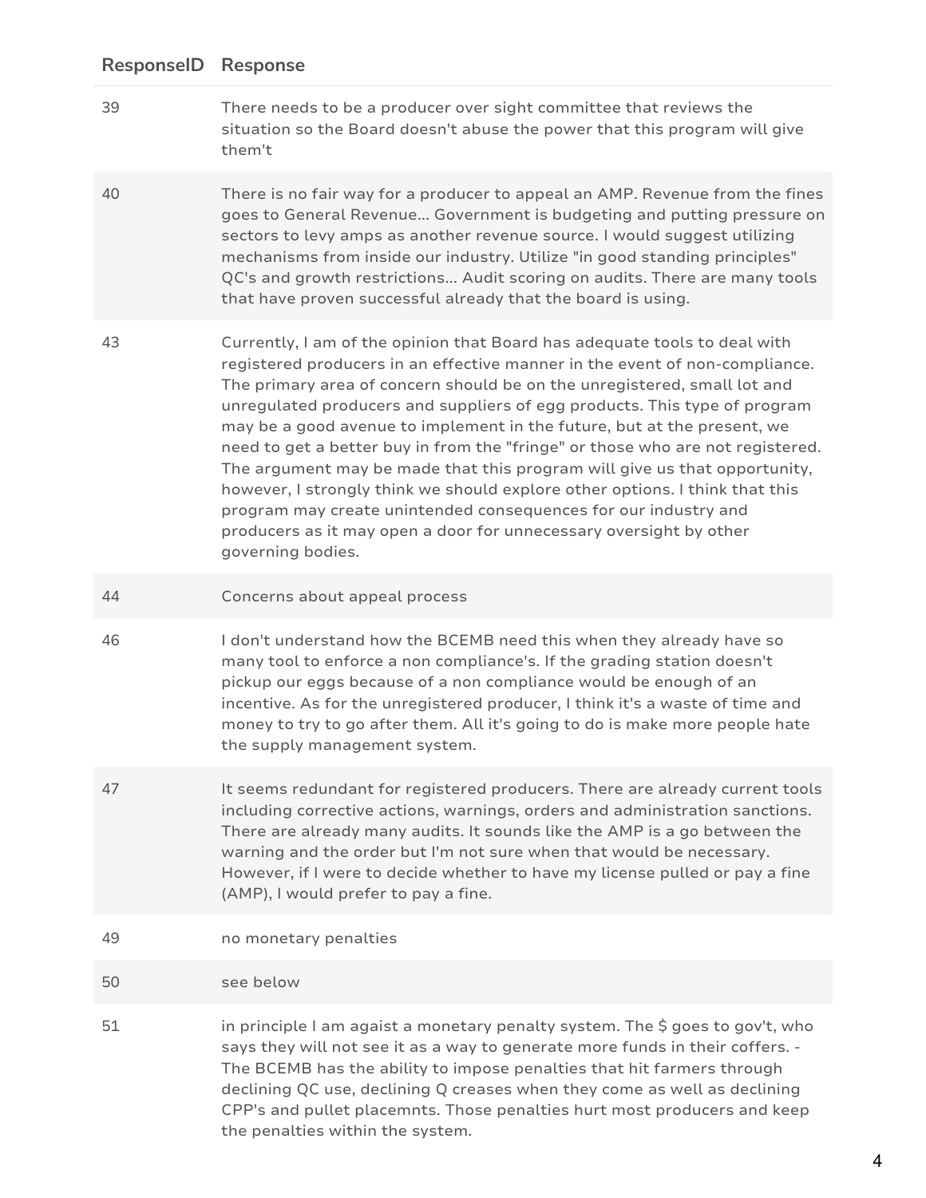| ResponseID | Response |
|---|---|
| 39 | There needs to be a producer over sight committee that reviews the situation so the Board doesn't abuse the power that this program will give them't |
| 40 | There is no fair way for a producer to appeal an AMP. Revenue from the fines goes to General Revenue... Government is budgeting and putting pressure on sectors to levy amps as another revenue source. I would suggest utilizing mechanisms from inside our industry. Utilize "in good standing principles" QC's and growth restrictions... Audit scoring on audits. There are many tools that have proven successful already that the board is using. |
| 43 | Currently, I am of the opinion that Board has adequate tools to deal with registered producers in an effective manner in the event of non-compliance. The primary area of concern should be on the unregistered, small lot and unregulated producers and suppliers of egg products. This type of program may be a good avenue to implement in the future, but at the present, we need to get a better buy in from the "fringe" or those who are not registered. The argument may be made that this program will give us that opportunity, however, I strongly think we should explore other options. I think that this program may create unintended consequences for our industry and producers as it may open a door for unnecessary oversight by other governing bodies. |
| 44 | Concerns about appeal process |
| 46 | I don't understand how the BCEMB need this when they already have so many tool to enforce a non compliance's. If the grading station doesn't pickup our eggs because of a non compliance would be enough of an incentive. As for the unregistered producer, I think it's a waste of time and money to try to go after them. All it's going to do is make more people hate the supply management system. |
| 47 | It seems redundant for registered producers. There are already current tools including corrective actions, warnings, orders and administration sanctions. There are already many audits. It sounds like the AMP is a go between the warning and the order but I'm not sure when that would be necessary. However, if I were to decide whether to have my license pulled or pay a fine (AMP), I would prefer to pay a fine. |
| 49 | no monetary penalties |
| 50 | see below |
| 51 | in principle I am agaist a monetary penalty system. The $ goes to gov't, who says they will not see it as a way to generate more funds in their coffers. - The BCEMB has the ability to impose penalties that hit farmers through declining QC use, declining Q creases when they come as well as declining CPP's and pullet placemnts. Those penalties hurt most producers and keep the penalties within the system. |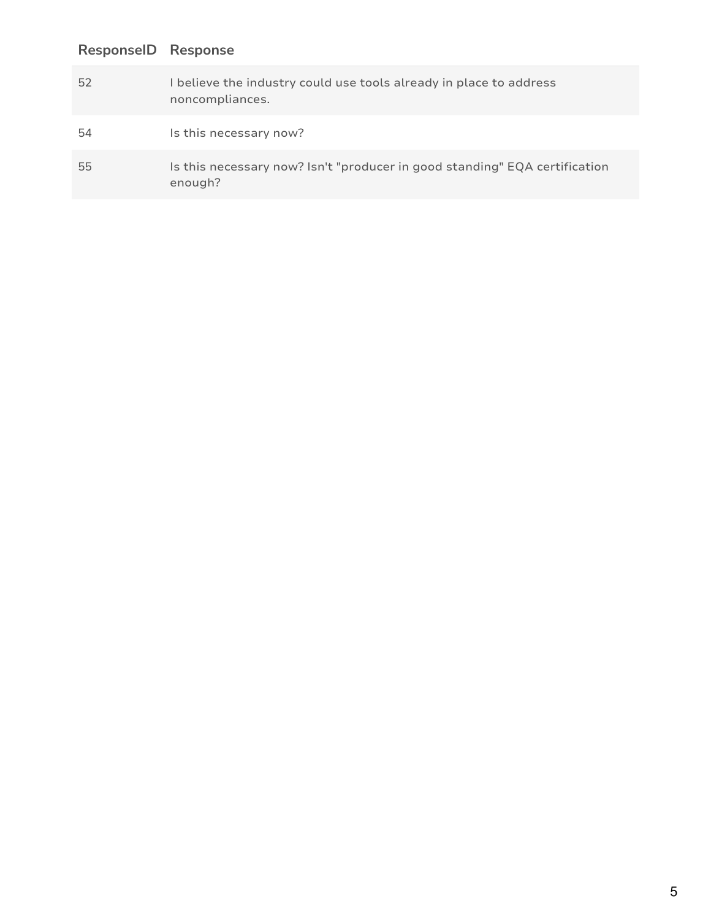| ResponseID | Response |
| --- | --- |
| 52 | I believe the industry could use tools already in place to address noncompliances. |
| 54 | Is this necessary now? |
| 55 | Is this necessary now? Isn't "producer in good standing" EQA certification enough? |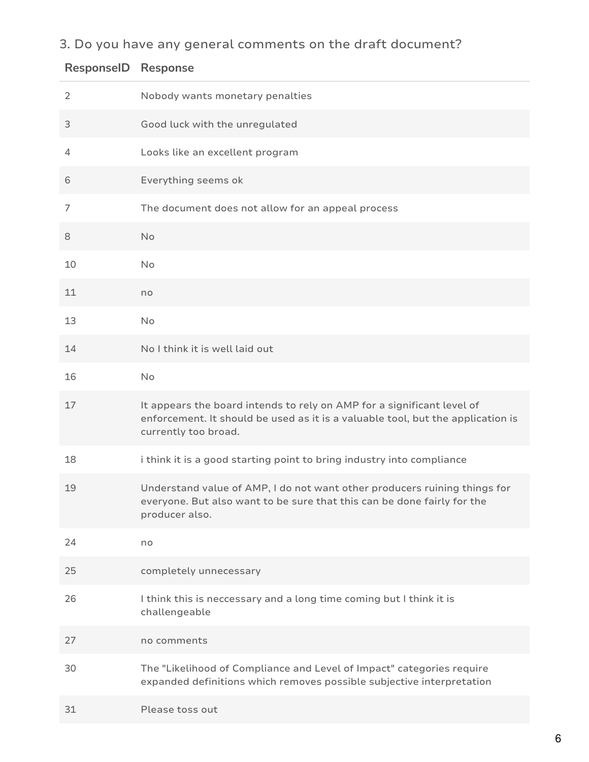3. Do you have any general comments on the draft document?

| ResponseID | Response |
| --- | --- |
| 2 | Nobody wants monetary penalties |
| 3 | Good luck with the unregulated |
| 4 | Looks like an excellent program |
| 6 | Everything seems ok |
| 7 | The document does not allow for an appeal process |
| 8 | No |
| 10 | No |
| 11 | no |
| 13 | No |
| 14 | No I think it is well laid out |
| 16 | No |
| 17 | It appears the board intends to rely on AMP for a significant level of enforcement. It should be used as it is a valuable tool, but the application is currently too broad. |
| 18 | i think it is a good starting point to bring industry into compliance |
| 19 | Understand value of AMP, I do not want other producers ruining things for everyone. But also want to be sure that this can be done fairly for the producer also. |
| 24 | no |
| 25 | completely unnecessary |
| 26 | I think this is neccessary and a long time coming but I think it is challengeable |
| 27 | no comments |
| 30 | The "Likelihood of Compliance and Level of Impact" categories require expanded definitions which removes possible subjective interpretation |
| 31 | Please toss out |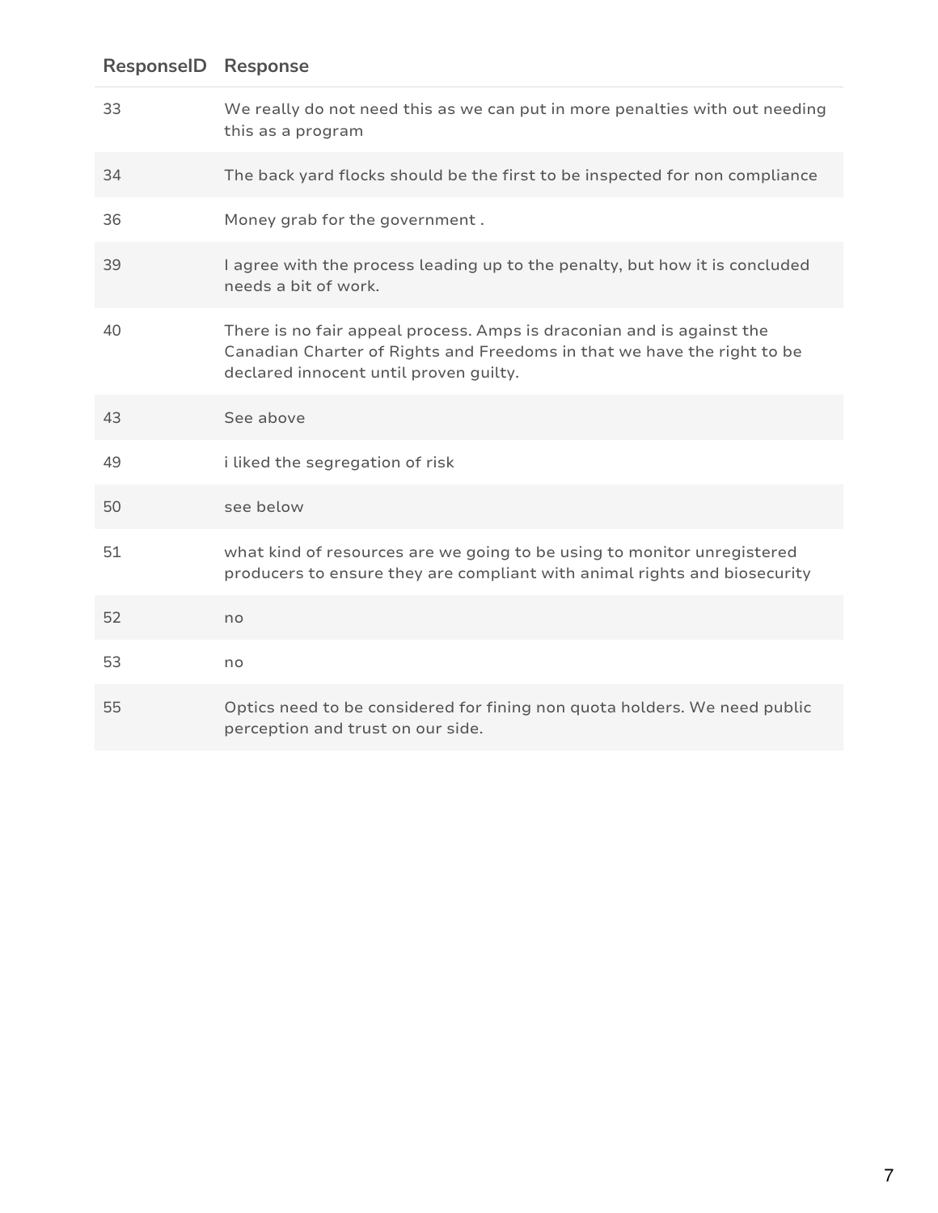| ResponseID | Response |
| --- | --- |
| 33 | We really do not need this as we can put in more penalties with out needing this as a program |
| 34 | The back yard flocks should be the first to be inspected for non compliance |
| 36 | Money grab for the government . |
| 39 | I agree with the process leading up to the penalty, but how it is concluded needs a bit of work. |
| 40 | There is no fair appeal process. Amps is draconian and is against the Canadian Charter of Rights and Freedoms in that we have the right to be declared innocent until proven guilty. |
| 43 | See above |
| 49 | i liked the segregation of risk |
| 50 | see below |
| 51 | what kind of resources are we going to be using to monitor unregistered producers to ensure they are compliant with animal rights and biosecurity |
| 52 | no |
| 53 | no |
| 55 | Optics need to be considered for fining non quota holders. We need public perception and trust on our side. |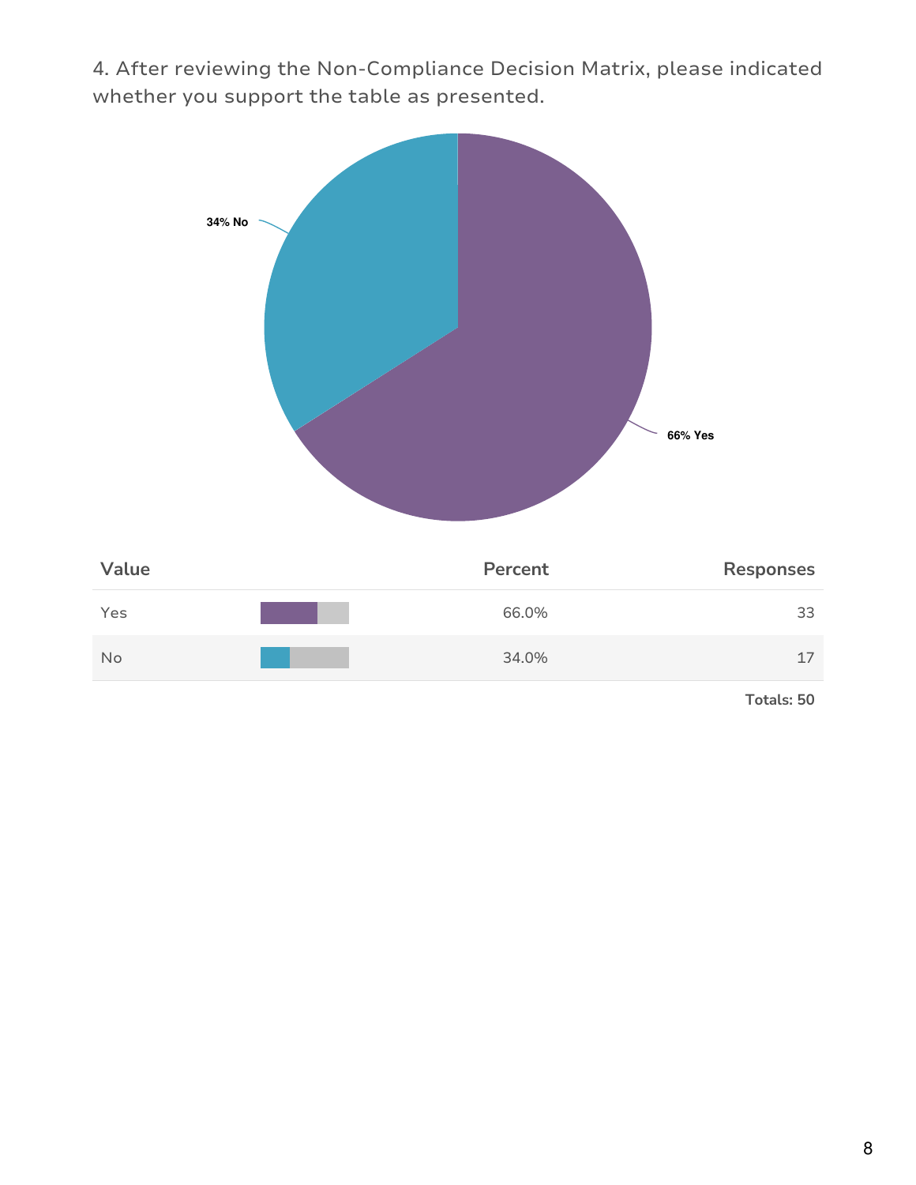4. After reviewing the Non-Compliance Decision Matrix, please indicated whether you support the table as presented.

34% No

66% Yes

| Value | Percent | Responses |
|---|---|---|
| Yes | 66.0% | 33 |
| No | 34.0% | 17 |

**Totals: 50**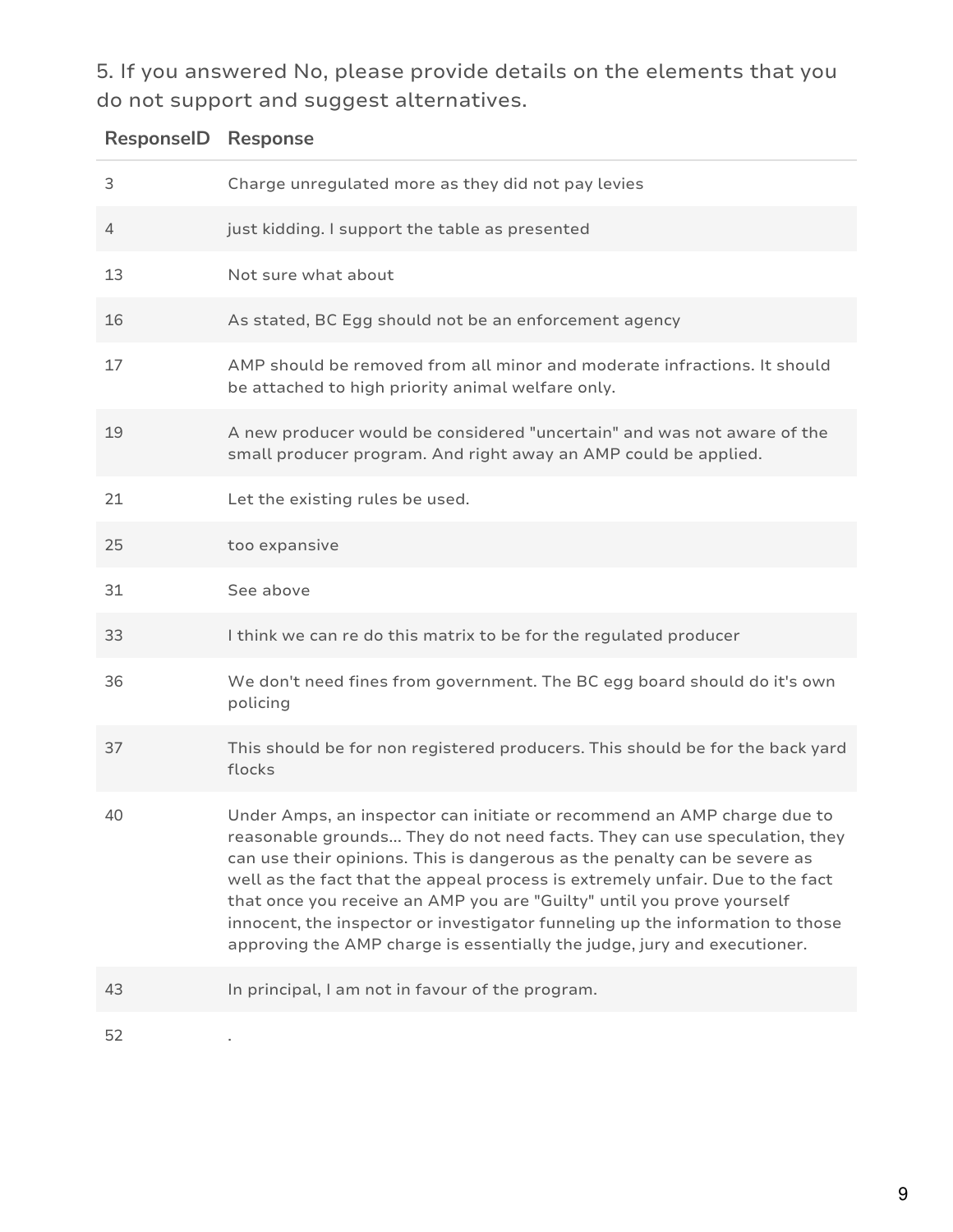5. If you answered No, please provide details on the elements that you do not support and suggest alternatives.

| ResponseID | Response |
|---|---|
| 3 | Charge unregulated more as they did not pay levies |
| 4 | just kidding. I support the table as presented |
| 13 | Not sure what about |
| 16 | As stated, BC Egg should not be an enforcement agency |
| 17 | AMP should be removed from all minor and moderate infractions. It should be attached to high priority animal welfare only. |
| 19 | A new producer would be considered "uncertain" and was not aware of the small producer program. And right away an AMP could be applied. |
| 21 | Let the existing rules be used. |
| 25 | too expansive |
| 31 | See above |
| 33 | I think we can re do this matrix to be for the regulated producer |
| 36 | We don't need fines from government. The BC egg board should do it's own policing |
| 37 | This should be for non registered producers. This should be for the back yard flocks |
| 40 | Under Amps, an inspector can initiate or recommend an AMP charge due to reasonable grounds... They do not need facts. They can use speculation, they can use their opinions. This is dangerous as the penalty can be severe as well as the fact that the appeal process is extremely unfair. Due to the fact that once you receive an AMP you are "Guilty" until you prove yourself innocent, the inspector or investigator funneling up the information to those approving the AMP charge is essentially the judge, jury and executioner. |
| 43 | In principal, I am not in favour of the program. |
| 52 | . |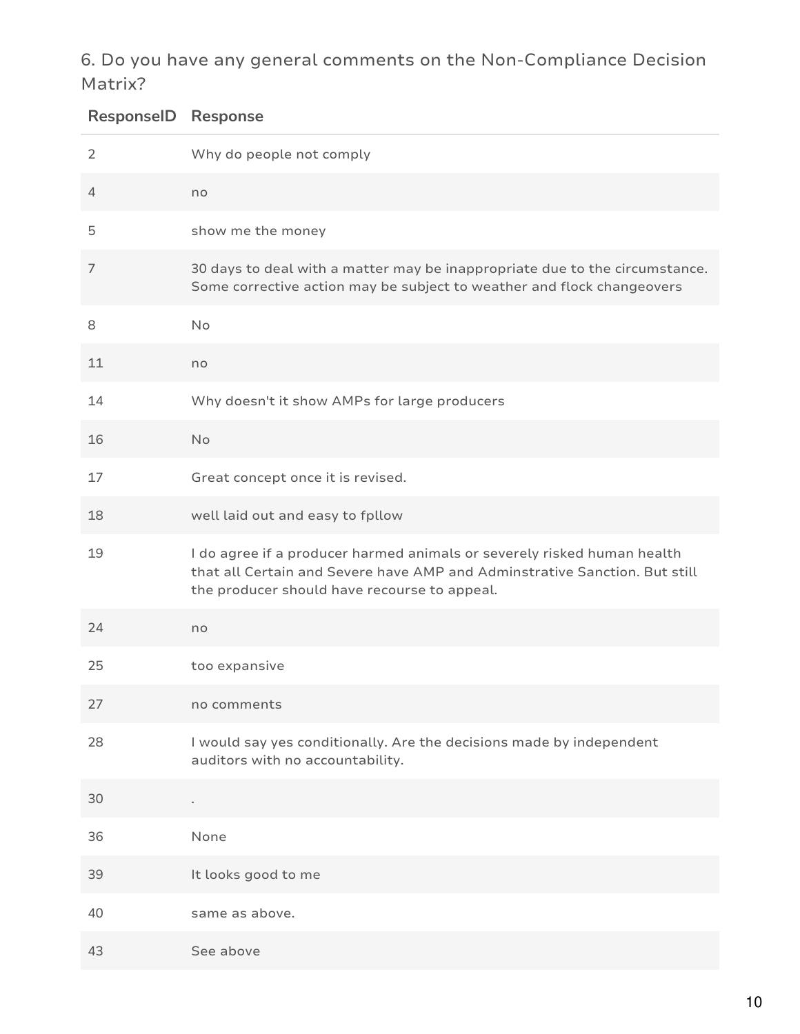## 6. Do you have any general comments on the Non-Compliance Decision Matrix?

| ResponseID | Response |
|---|---|
| 2 | Why do people not comply |
| 4 | no |
| 5 | show me the money |
| 7 | 30 days to deal with a matter may be inappropriate due to the circumstance. Some corrective action may be subject to weather and flock changeovers |
| 8 | No |
| 11 | no |
| 14 | Why doesn't it show AMPs for large producers |
| 16 | No |
| 17 | Great concept once it is revised. |
| 18 | well laid out and easy to fpllow |
| 19 | I do agree if a producer harmed animals or severely risked human health that all Certain and Severe have AMP and Adminstrative Sanction. But still the producer should have recourse to appeal. |
| 24 | no |
| 25 | too expansive |
| 27 | no comments |
| 28 | I would say yes conditionally. Are the decisions made by independent auditors with no accountability. |
| 30 | . |
| 36 | None |
| 39 | It looks good to me |
| 40 | same as above. |
| 43 | See above |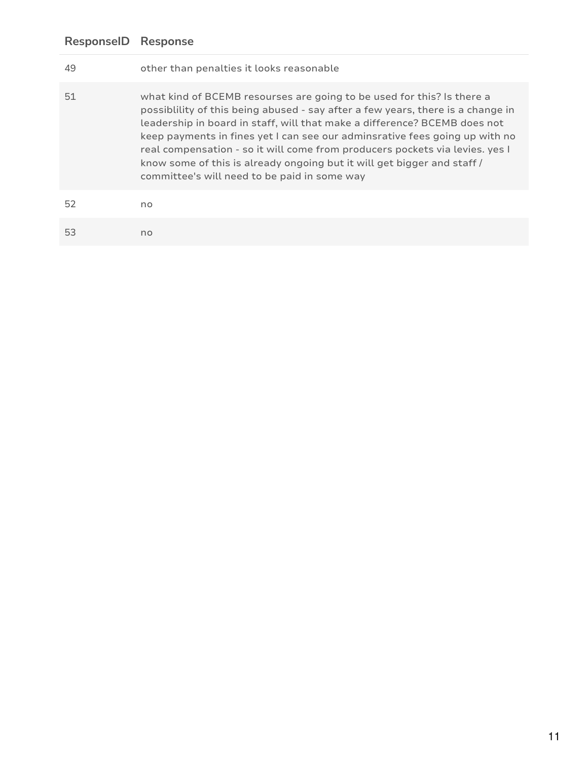| ResponseID | Response |
| --- | --- |
| 49 | other than penalties it looks reasonable |
| 51 | what kind of BCEMB resourses are going to be used for this? Is there a possiblility of this being abused - say after a few years, there is a change in leadership in board in staff, will that make a difference? BCEMB does not keep payments in fines yet I can see our adminsrative fees going up with no real compensation - so it will come from producers pockets via levies. yes I know some of this is already ongoing but it will get bigger and staff / committee's will need to be paid in some way |
| 52 | no |
| 53 | no |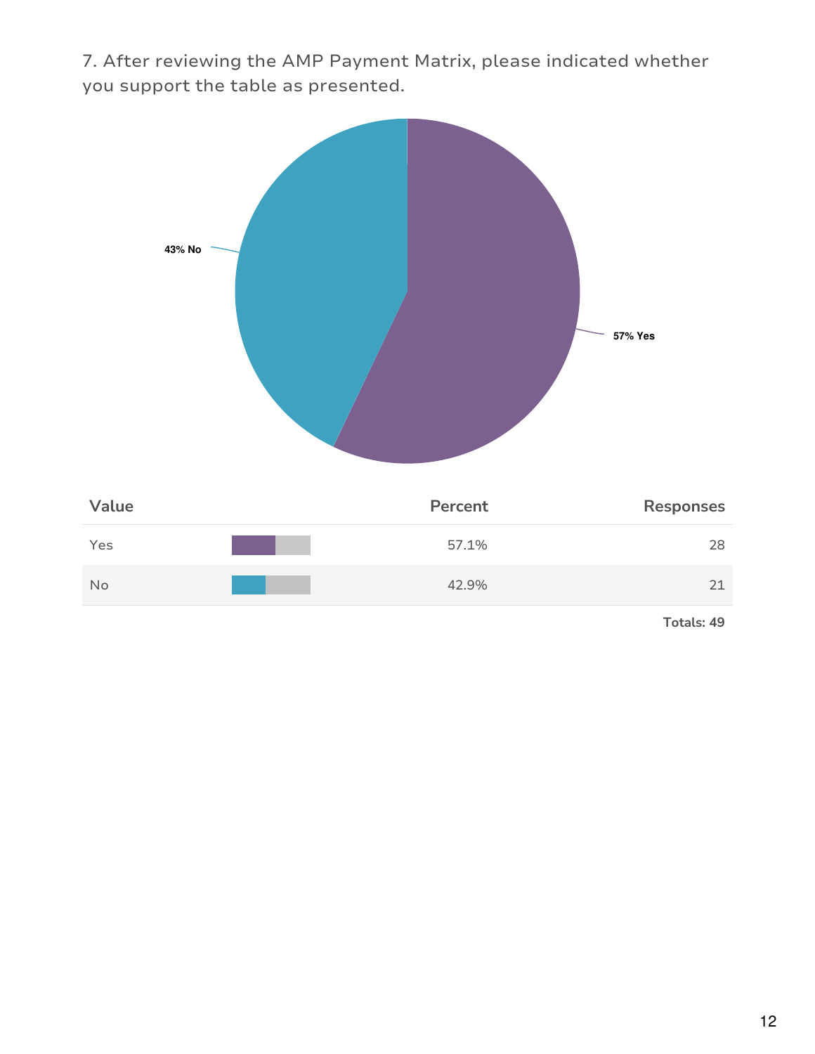7. After reviewing the AMP Payment Matrix, please indicated whether you support the table as presented.

43% No

57% Yes

| Value | Percent | Responses |
| --- | --- | --- |
| Yes | 57.1% | 28 |
| No | 42.9% | 21 |
| | | Totals: 49 |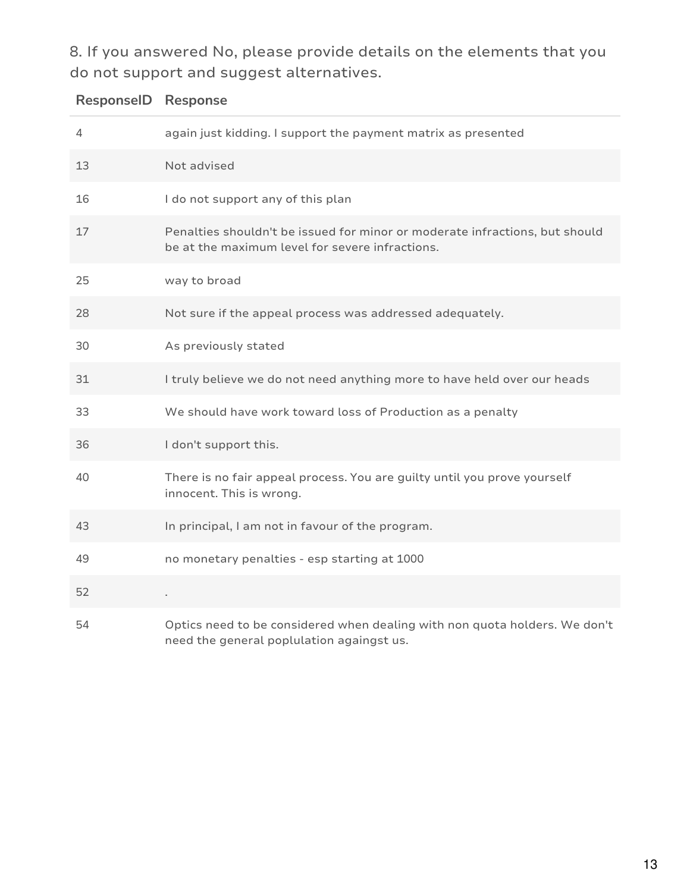8. If you answered No, please provide details on the elements that you do not support and suggest alternatives.

| ResponseID | Response |
|---|---|
| 4 | again just kidding. I support the payment matrix as presented |
| 13 | Not advised |
| 16 | I do not support any of this plan |
| 17 | Penalties shouldn't be issued for minor or moderate infractions, but should be at the maximum level for severe infractions. |
| 25 | way to broad |
| 28 | Not sure if the appeal process was addressed adequately. |
| 30 | As previously stated |
| 31 | I truly believe we do not need anything more to have held over our heads |
| 33 | We should have work toward loss of Production as a penalty |
| 36 | I don't support this. |
| 40 | There is no fair appeal process. You are guilty until you prove yourself innocent. This is wrong. |
| 43 | In principal, I am not in favour of the program. |
| 49 | no monetary penalties - esp starting at 1000 |
| 52 | . |
| 54 | Optics need to be considered when dealing with non quota holders. We don't need the general poplulation againgst us. |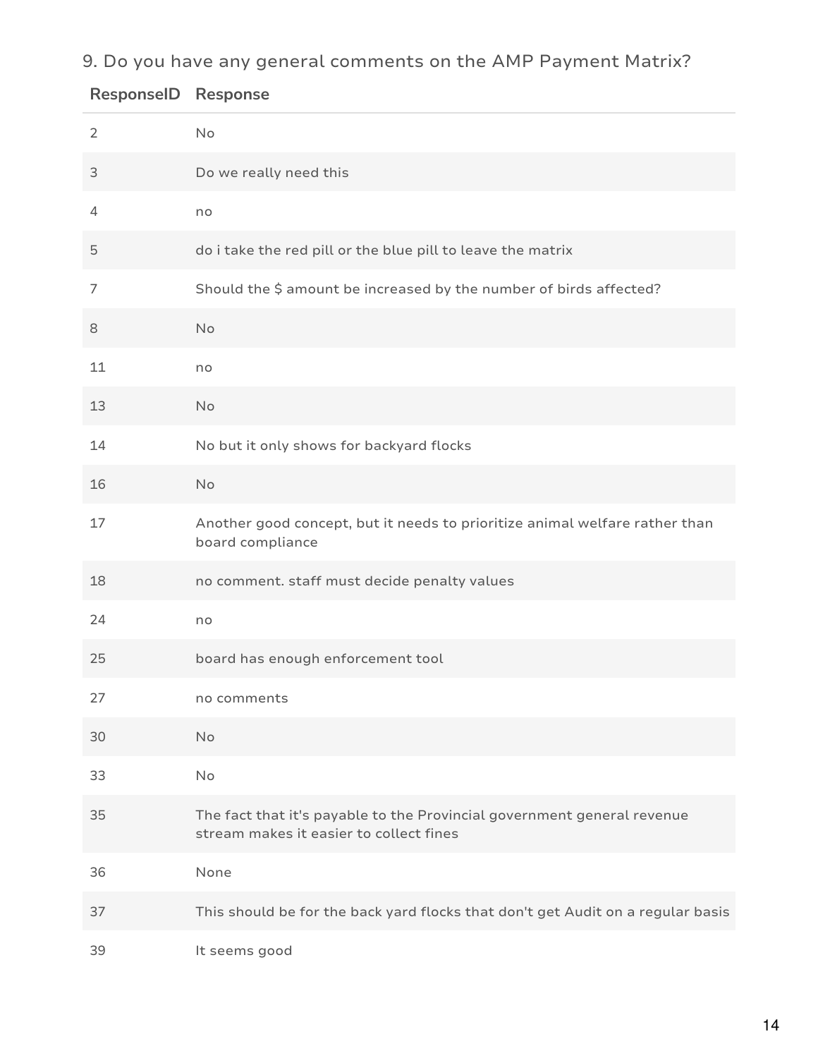## 9. Do you have any general comments on the AMP Payment Matrix?

| ResponseID | Response |
| --- | --- |
| 2 | No |
| 3 | Do we really need this |
| 4 | no |
| 5 | do i take the red pill or the blue pill to leave the matrix |
| 7 | Should the $ amount be increased by the number of birds affected? |
| 8 | No |
| 11 | no |
| 13 | No |
| 14 | No but it only shows for backyard flocks |
| 16 | No |
| 17 | Another good concept, but it needs to prioritize animal welfare rather than board compliance |
| 18 | no comment. staff must decide penalty values |
| 24 | no |
| 25 | board has enough enforcement tool |
| 27 | no comments |
| 30 | No |
| 33 | No |
| 35 | The fact that it's payable to the Provincial government general revenue stream makes it easier to collect fines |
| 36 | None |
| 37 | This should be for the back yard flocks that don't get Audit on a regular basis |
| 39 | It seems good |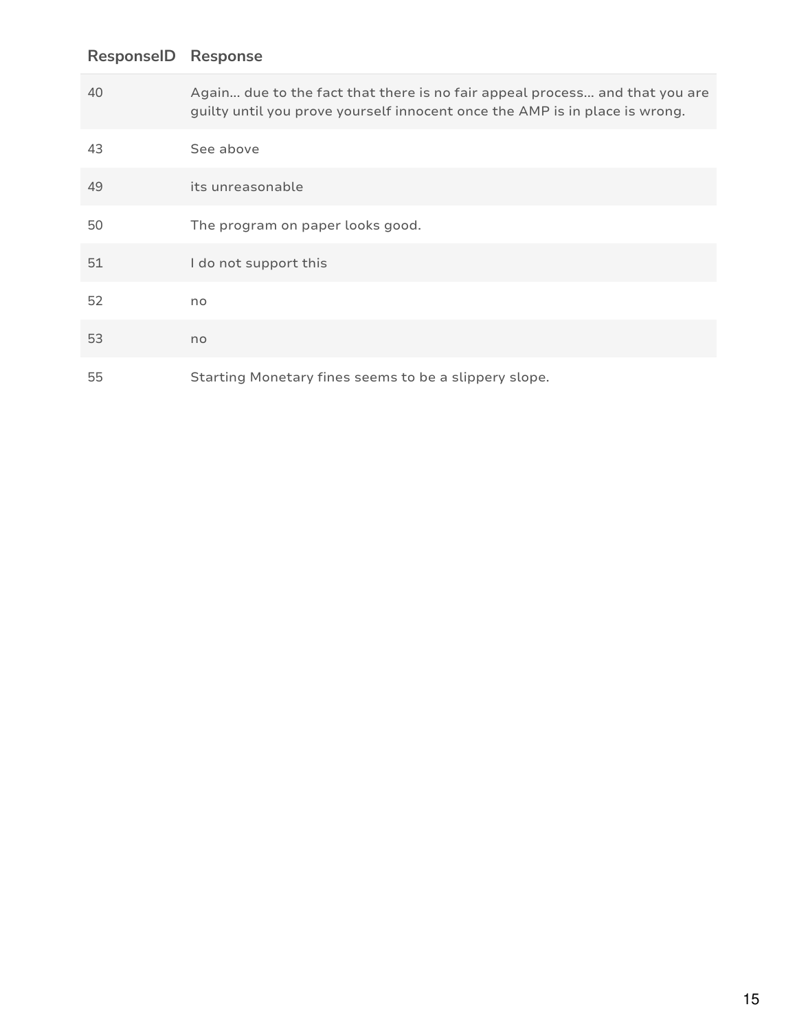| ResponseID | Response |
|---|---|
| 40 | Again… due to the fact that there is no fair appeal process… and that you are guilty until you prove yourself innocent once the AMP is in place is wrong. |
| 43 | See above |
| 49 | its unreasonable |
| 50 | The program on paper looks good. |
| 51 | I do not support this |
| 52 | no |
| 53 | no |
| 55 | Starting Monetary fines seems to be a slippery slope. |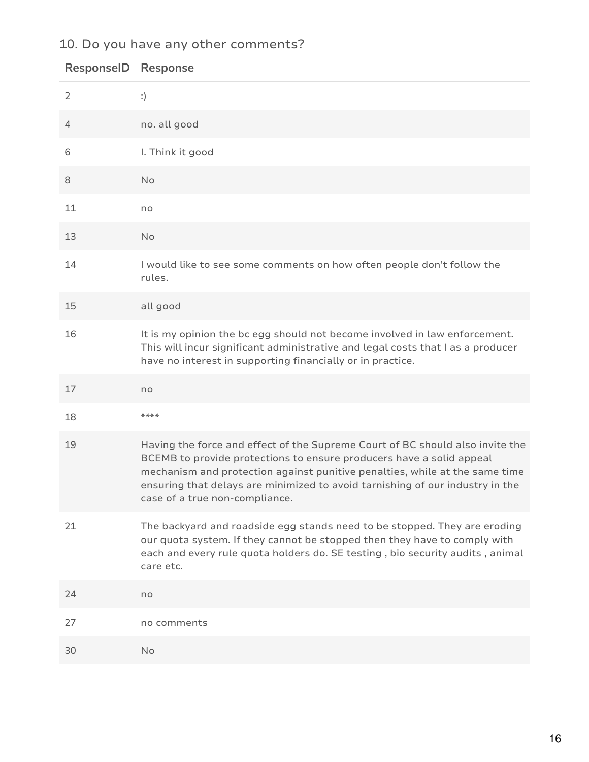## 10. Do you have any other comments?

| ResponseID | Response |
| --- | --- |
| 2 | :) |
| 4 | no. all good |
| 6 | I. Think it good |
| 8 | No |
| 11 | no |
| 13 | No |
| 14 | I would like to see some comments on how often people don't follow the rules. |
| 15 | all good |
| 16 | It is my opinion the bc egg should not become involved in law enforcement. This will incur significant administrative and legal costs that I as a producer have no interest in supporting financially or in practice. |
| 17 | no |
| 18 | **** |
| 19 | Having the force and effect of the Supreme Court of BC should also invite the BCEMB to provide protections to ensure producers have a solid appeal mechanism and protection against punitive penalties, while at the same time ensuring that delays are minimized to avoid tarnishing of our industry in the case of a true non-compliance. |
| 21 | The backyard and roadside egg stands need to be stopped. They are eroding our quota system. If they cannot be stopped then they have to comply with each and every rule quota holders do. SE testing , bio security audits , animal care etc. |
| 24 | no |
| 27 | no comments |
| 30 | No |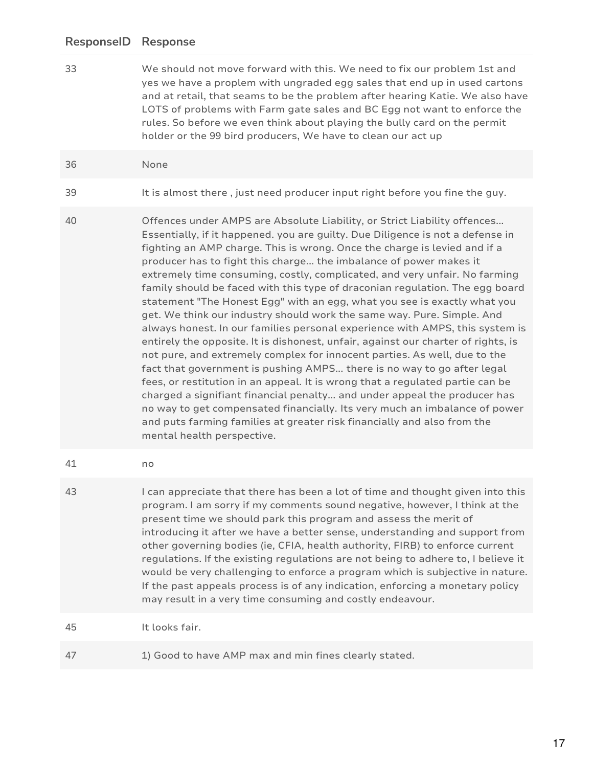| ResponseID | Response |
| --- | --- |
| 33 | We should not move forward with this. We need to fix our problem 1st and yes we have a proplem with ungraded egg sales that end up in used cartons and at retail, that seams to be the problem after hearing Katie. We also have LOTS of problems with Farm gate sales and BC Egg not want to enforce the rules. So before we even think about playing the bully card on the permit holder or the 99 bird producers, We have to clean our act up |
| 36 | None |
| 39 | It is almost there , just need producer input right before you fine the guy. |
| 40 | Offences under AMPS are Absolute Liability, or Strict Liability offences... Essentially, if it happened. you are guilty. Due Diligence is not a defense in fighting an AMP charge. This is wrong. Once the charge is levied and if a producer has to fight this charge... the imbalance of power makes it extremely time consuming, costly, complicated, and very unfair. No farming family should be faced with this type of draconian regulation. The egg board statement "The Honest Egg" with an egg, what you see is exactly what you get. We think our industry should work the same way. Pure. Simple. And always honest. In our families personal experience with AMPS, this system is entirely the opposite. It is dishonest, unfair, against our charter of rights, is not pure, and extremely complex for innocent parties. As well, due to the fact that government is pushing AMPS... there is no way to go after legal fees, or restitution in an appeal. It is wrong that a regulated partie can be charged a signifiant financial penalty... and under appeal the producer has no way to get compensated financially. Its very much an imbalance of power and puts farming families at greater risk financially and also from the mental health perspective. |
| 41 | no |
| 43 | I can appreciate that there has been a lot of time and thought given into this program. I am sorry if my comments sound negative, however, I think at the present time we should park this program and assess the merit of introducing it after we have a better sense, understanding and support from other governing bodies (ie, CFIA, health authority, FIRB) to enforce current regulations. If the existing regulations are not being to adhere to, I believe it would be very challenging to enforce a program which is subjective in nature. If the past appeals process is of any indication, enforcing a monetary policy may result in a very time consuming and costly endeavour. |
| 45 | It looks fair. |
| 47 | 1) Good to have AMP max and min fines clearly stated. |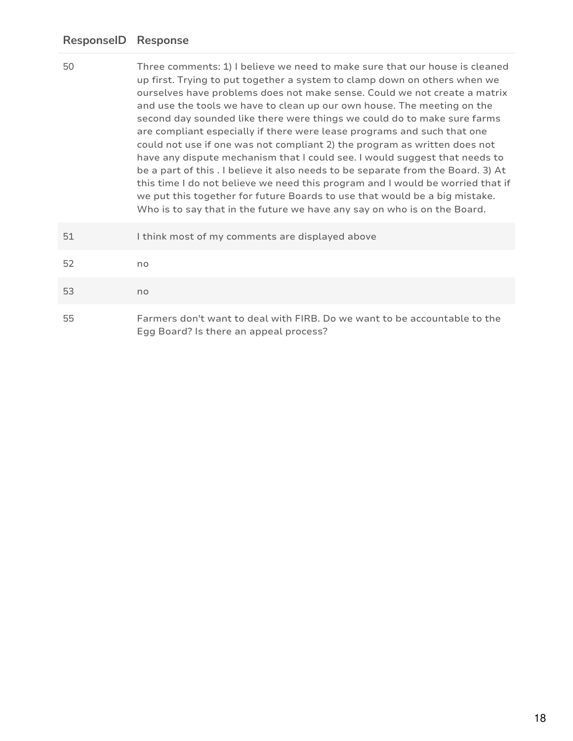| ResponseID | Response |
| --- | --- |
| 50 | Three comments: 1) I believe we need to make sure that our house is cleaned up first. Trying to put together a system to clamp down on others when we ourselves have problems does not make sense. Could we not create a matrix and use the tools we have to clean up our own house. The meeting on the second day sounded like there were things we could do to make sure farms are compliant especially if there were lease programs and such that one could not use if one was not compliant 2) the program as written does not have any dispute mechanism that I could see. I would suggest that needs to be a part of this . I believe it also needs to be separate from the Board. 3) At this time I do not believe we need this program and I would be worried that if we put this together for future Boards to use that would be a big mistake. Who is to say that in the future we have any say on who is on the Board. |
| 51 | I think most of my comments are displayed above |
| 52 | no |
| 53 | no |
| 55 | Farmers don't want to deal with FIRB. Do we want to be accountable to the Egg Board? Is there an appeal process? |